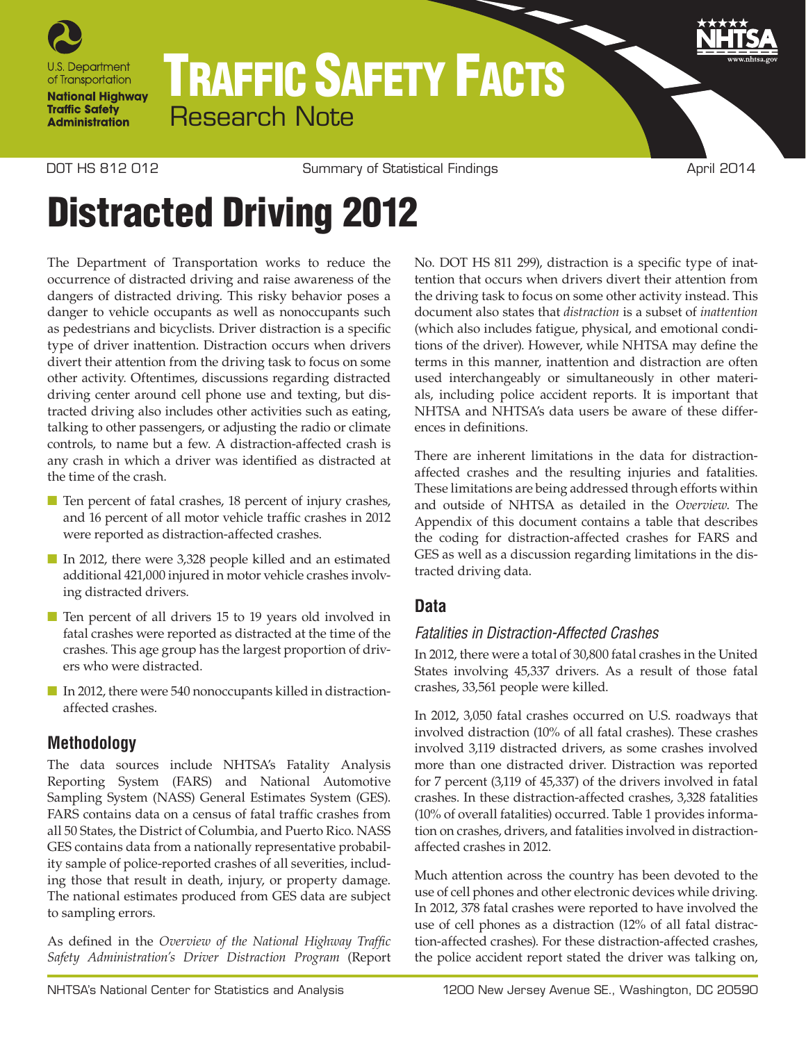U.S. Department of Transportation
National Highway Traffic Safety Administration

# TRAFFIC SAFETY FACTS
Research Note

DOT HS 812 012 | Summary of Statistical Findings | April 2014

# Distracted Driving 2012

The Department of Transportation works to reduce the occurrence of distracted driving and raise awareness of the dangers of distracted driving. This risky behavior poses a danger to vehicle occupants as well as nonoccupants such as pedestrians and bicyclists. Driver distraction is a specific type of driver inattention. Distraction occurs when drivers divert their attention from the driving task to focus on some other activity. Oftentimes, discussions regarding distracted driving center around cell phone use and texting, but distracted driving also includes other activities such as eating, talking to other passengers, or adjusting the radio or climate controls, to name but a few. A distraction-affected crash is any crash in which a driver was identified as distracted at the time of the crash.

- Ten percent of fatal crashes, 18 percent of injury crashes, and 16 percent of all motor vehicle traffic crashes in 2012 were reported as distraction-affected crashes.
- In 2012, there were 3,328 people killed and an estimated additional 421,000 injured in motor vehicle crashes involving distracted drivers.
- Ten percent of all drivers 15 to 19 years old involved in fatal crashes were reported as distracted at the time of the crashes. This age group has the largest proportion of drivers who were distracted.
- In 2012, there were 540 nonoccupants killed in distraction-affected crashes.

## Methodology

The data sources include NHTSA's Fatality Analysis Reporting System (FARS) and National Automotive Sampling System (NASS) General Estimates System (GES). FARS contains data on a census of fatal traffic crashes from all 50 States, the District of Columbia, and Puerto Rico. NASS GES contains data from a nationally representative probability sample of police-reported crashes of all severities, including those that result in death, injury, or property damage. The national estimates produced from GES data are subject to sampling errors.

As defined in the *Overview of the National Highway Traffic Safety Administration's Driver Distraction Program* (Report No. DOT HS 811 299), distraction is a specific type of inattention that occurs when drivers divert their attention from the driving task to focus on some other activity instead. This document also states that *distraction* is a subset of *inattention* (which also includes fatigue, physical, and emotional conditions of the driver). However, while NHTSA may define the terms in this manner, inattention and distraction are often used interchangeably or simultaneously in other materials, including police accident reports. It is important that NHTSA and NHTSA's data users be aware of these differences in definitions.

There are inherent limitations in the data for distraction-affected crashes and the resulting injuries and fatalities. These limitations are being addressed through efforts within and outside of NHTSA as detailed in the *Overview*. The Appendix of this document contains a table that describes the coding for distraction-affected crashes for FARS and GES as well as a discussion regarding limitations in the distracted driving data.

## Data

### *Fatalities in Distraction-Affected Crashes*

In 2012, there were a total of 30,800 fatal crashes in the United States involving 45,337 drivers. As a result of those fatal crashes, 33,561 people were killed.

In 2012, 3,050 fatal crashes occurred on U.S. roadways that involved distraction (10% of all fatal crashes). These crashes involved 3,119 distracted drivers, as some crashes involved more than one distracted driver. Distraction was reported for 7 percent (3,119 of 45,337) of the drivers involved in fatal crashes. In these distraction-affected crashes, 3,328 fatalities (10% of overall fatalities) occurred. Table 1 provides information on crashes, drivers, and fatalities involved in distraction-affected crashes in 2012.

Much attention across the country has been devoted to the use of cell phones and other electronic devices while driving. In 2012, 378 fatal crashes were reported to have involved the use of cell phones as a distraction (12% of all fatal distraction-affected crashes). For these distraction-affected crashes, the police accident report stated the driver was talking on,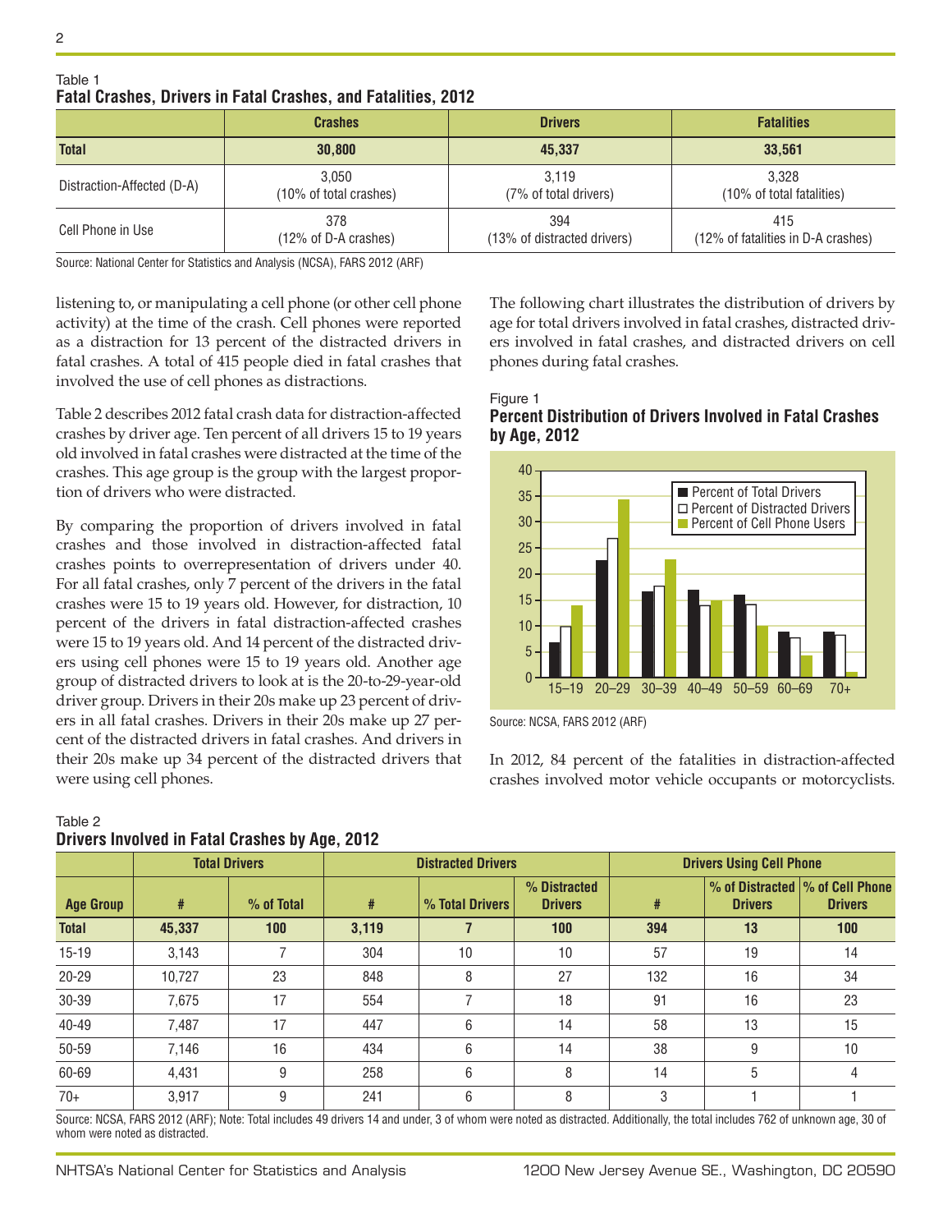Table 1
**Fatal Crashes, Drivers in Fatal Crashes, and Fatalities, 2012**

| | Crashes | Drivers | Fatalities |
|---|---|---|---|
| **Total** | **30,800** | **45,337** | **33,561** |
| Distraction-Affected (D-A) | 3,050 (10% of total crashes) | 3,119 (7% of total drivers) | 3,328 (10% of total fatalities) |
| Cell Phone in Use | 378 (12% of D-A crashes) | 394 (13% of distracted drivers) | 415 (12% of fatalities in D-A crashes) |

Source: National Center for Statistics and Analysis (NCSA), FARS 2012 (ARF)

listening to, or manipulating a cell phone (or other cell phone activity) at the time of the crash. Cell phones were reported as a distraction for 13 percent of the distracted drivers in fatal crashes. A total of 415 people died in fatal crashes that involved the use of cell phones as distractions.

Table 2 describes 2012 fatal crash data for distraction-affected crashes by driver age. Ten percent of all drivers 15 to 19 years old involved in fatal crashes were distracted at the time of the crashes. This age group is the group with the largest proportion of drivers who were distracted.

By comparing the proportion of drivers involved in fatal crashes and those involved in distraction-affected fatal crashes points to overrepresentation of drivers under 40. For all fatal crashes, only 7 percent of the drivers in the fatal crashes were 15 to 19 years old. However, for distraction, 10 percent of the drivers in fatal distraction-affected crashes were 15 to 19 years old. And 14 percent of the distracted drivers using cell phones were 15 to 19 years old. Another age group of distracted drivers to look at is the 20-to-29-year-old driver group. Drivers in their 20s make up 23 percent of drivers in all fatal crashes. Drivers in their 20s make up 27 percent of the distracted drivers in fatal crashes. And drivers in their 20s make up 34 percent of the distracted drivers that were using cell phones.

The following chart illustrates the distribution of drivers by age for total drivers involved in fatal crashes, distracted drivers involved in fatal crashes, and distracted drivers on cell phones during fatal crashes.

Figure 1
**Percent Distribution of Drivers Involved in Fatal Crashes by Age, 2012**

Source: NCSA, FARS 2012 (ARF)

In 2012, 84 percent of the fatalities in distraction-affected crashes involved motor vehicle occupants or motorcyclists.

Table 2
**Drivers Involved in Fatal Crashes by Age, 2012**

| | Total Drivers | | Distracted Drivers | | | Drivers Using Cell Phone | | |
|---|---|---|---|---|---|---|---|---|
| **Age Group** | **#** | **% of Total** | **#** | **% Total Drivers** | **% Distracted Drivers** | **#** | **% of Distracted Drivers** | **% of Cell Phone Drivers** |
| **Total** | **45,337** | **100** | **3,119** | **7** | **100** | **394** | **13** | **100** |
| 15-19 | 3,143 | 7 | 304 | 10 | 10 | 57 | 19 | 14 |
| 20-29 | 10,727 | 23 | 848 | 8 | 27 | 132 | 16 | 34 |
| 30-39 | 7,675 | 17 | 554 | 7 | 18 | 91 | 16 | 23 |
| 40-49 | 7,487 | 17 | 447 | 6 | 14 | 58 | 13 | 15 |
| 50-59 | 7,146 | 16 | 434 | 6 | 14 | 38 | 9 | 10 |
| 60-69 | 4,431 | 9 | 258 | 6 | 8 | 14 | 5 | 4 |
| 70+ | 3,917 | 9 | 241 | 6 | 8 | 3 | 1 | 1 |

Source: NCSA, FARS 2012 (ARF); Note: Total includes 49 drivers 14 and under, 3 of whom were noted as distracted. Additionally, the total includes 762 of unknown age, 30 of whom were noted as distracted.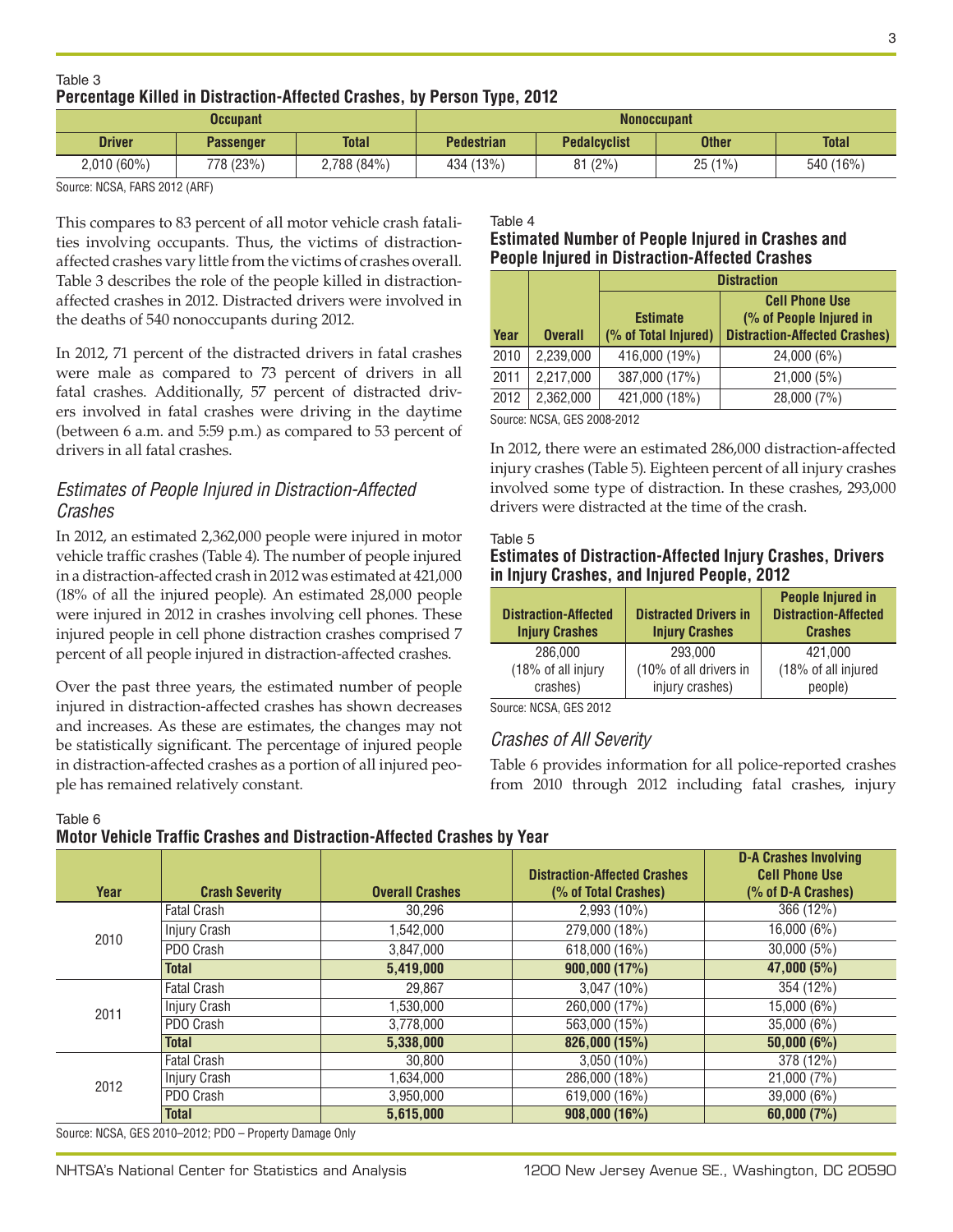Table 3

**Percentage Killed in Distraction-Affected Crashes, by Person Type, 2012**

| Occupant | | | Nonoccupant | | | |
|---|---|---|---|---|---|---|
| **Driver** | **Passenger** | **Total** | **Pedestrian** | **Pedalcyclist** | **Other** | **Total** |
| 2,010 (60%) | 778 (23%) | 2,788 (84%) | 434 (13%) | 81 (2%) | 25 (1%) | 540 (16%) |

Source: NCSA, FARS 2012 (ARF)

This compares to 83 percent of all motor vehicle crash fatalities involving occupants. Thus, the victims of distraction-affected crashes vary little from the victims of crashes overall. Table 3 describes the role of the people killed in distraction-affected crashes in 2012. Distracted drivers were involved in the deaths of 540 nonoccupants during 2012.

In 2012, 71 percent of the distracted drivers in fatal crashes were male as compared to 73 percent of drivers in all fatal crashes. Additionally, 57 percent of distracted drivers involved in fatal crashes were driving in the daytime (between 6 a.m. and 5:59 p.m.) as compared to 53 percent of drivers in all fatal crashes.

## *Estimates of People Injured in Distraction-Affected Crashes*

In 2012, an estimated 2,362,000 people were injured in motor vehicle traffic crashes (Table 4). The number of people injured in a distraction-affected crash in 2012 was estimated at 421,000 (18% of all the injured people). An estimated 28,000 people were injured in 2012 in crashes involving cell phones. These injured people in cell phone distraction crashes comprised 7 percent of all people injured in distraction-affected crashes.

Over the past three years, the estimated number of people injured in distraction-affected crashes has shown decreases and increases. As these are estimates, the changes may not be statistically significant. The percentage of injured people in distraction-affected crashes as a portion of all injured people has remained relatively constant.

Table 4

**Estimated Number of People Injured in Crashes and People Injured in Distraction-Affected Crashes**

| | | Distraction | |
|---|---|---|---|
| **Year** | **Overall** | **Estimate (% of Total Injured)** | **Cell Phone Use (% of People Injured in Distraction-Affected Crashes)** |
| 2010 | 2,239,000 | 416,000 (19%) | 24,000 (6%) |
| 2011 | 2,217,000 | 387,000 (17%) | 21,000 (5%) |
| 2012 | 2,362,000 | 421,000 (18%) | 28,000 (7%) |

Source: NCSA, GES 2008-2012

In 2012, there were an estimated 286,000 distraction-affected injury crashes (Table 5). Eighteen percent of all injury crashes involved some type of distraction. In these crashes, 293,000 drivers were distracted at the time of the crash.

Table 5

**Estimates of Distraction-Affected Injury Crashes, Drivers in Injury Crashes, and Injured People, 2012**

| Distraction-Affected Injury Crashes | Distracted Drivers in Injury Crashes | People Injured in Distraction-Affected Crashes |
|---|---|---|
| 286,000 (18% of all injury crashes) | 293,000 (10% of all drivers in injury crashes) | 421,000 (18% of all injured people) |

Source: NCSA, GES 2012

## *Crashes of All Severity*

Table 6 provides information for all police-reported crashes from 2010 through 2012 including fatal crashes, injury

Table 6

**Motor Vehicle Traffic Crashes and Distraction-Affected Crashes by Year**

| Year | Crash Severity | Overall Crashes | Distraction-Affected Crashes (% of Total Crashes) | D-A Crashes Involving Cell Phone Use (% of D-A Crashes) |
|---|---|---|---|---|
| 2010 | Fatal Crash | 30,296 | 2,993 (10%) | 366 (12%) |
| | Injury Crash | 1,542,000 | 279,000 (18%) | 16,000 (6%) |
| | PDO Crash | 3,847,000 | 618,000 (16%) | 30,000 (5%) |
| | **Total** | **5,419,000** | **900,000 (17%)** | **47,000 (5%)** |
| 2011 | Fatal Crash | 29,867 | 3,047 (10%) | 354 (12%) |
| | Injury Crash | 1,530,000 | 260,000 (17%) | 15,000 (6%) |
| | PDO Crash | 3,778,000 | 563,000 (15%) | 35,000 (6%) |
| | **Total** | **5,338,000** | **826,000 (15%)** | **50,000 (6%)** |
| 2012 | Fatal Crash | 30,800 | 3,050 (10%) | 378 (12%) |
| | Injury Crash | 1,634,000 | 286,000 (18%) | 21,000 (7%) |
| | PDO Crash | 3,950,000 | 619,000 (16%) | 39,000 (6%) |
| | **Total** | **5,615,000** | **908,000 (16%)** | **60,000 (7%)** |

Source: NCSA, GES 2010–2012; PDO – Property Damage Only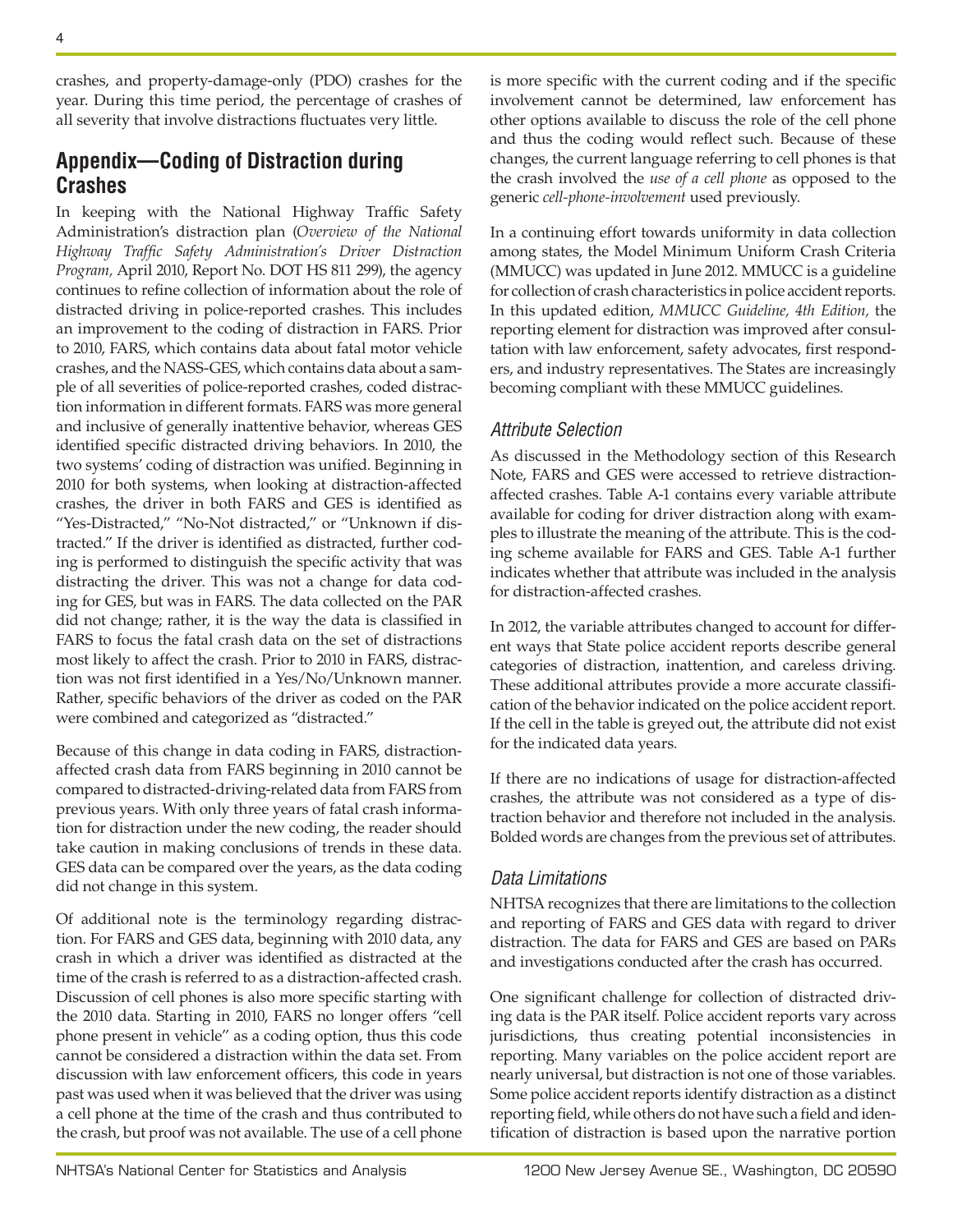crashes, and property-damage-only (PDO) crashes for the year. During this time period, the percentage of crashes of all severity that involve distractions fluctuates very little.

## Appendix—Coding of Distraction during Crashes

In keeping with the National Highway Traffic Safety Administration's distraction plan (*Overview of the National Highway Traffic Safety Administration's Driver Distraction Program,* April 2010, Report No. DOT HS 811 299), the agency continues to refine collection of information about the role of distracted driving in police-reported crashes. This includes an improvement to the coding of distraction in FARS. Prior to 2010, FARS, which contains data about fatal motor vehicle crashes, and the NASS-GES, which contains data about a sample of all severities of police-reported crashes, coded distraction information in different formats. FARS was more general and inclusive of generally inattentive behavior, whereas GES identified specific distracted driving behaviors. In 2010, the two systems' coding of distraction was unified. Beginning in 2010 for both systems, when looking at distraction-affected crashes, the driver in both FARS and GES is identified as "Yes-Distracted," "No-Not distracted," or "Unknown if distracted." If the driver is identified as distracted, further coding is performed to distinguish the specific activity that was distracting the driver. This was not a change for data coding for GES, but was in FARS. The data collected on the PAR did not change; rather, it is the way the data is classified in FARS to focus the fatal crash data on the set of distractions most likely to affect the crash. Prior to 2010 in FARS, distraction was not first identified in a Yes/No/Unknown manner. Rather, specific behaviors of the driver as coded on the PAR were combined and categorized as "distracted."

Because of this change in data coding in FARS, distraction-affected crash data from FARS beginning in 2010 cannot be compared to distracted-driving-related data from FARS from previous years. With only three years of fatal crash information for distraction under the new coding, the reader should take caution in making conclusions of trends in these data. GES data can be compared over the years, as the data coding did not change in this system.

Of additional note is the terminology regarding distraction. For FARS and GES data, beginning with 2010 data, any crash in which a driver was identified as distracted at the time of the crash is referred to as a distraction-affected crash. Discussion of cell phones is also more specific starting with the 2010 data. Starting in 2010, FARS no longer offers "cell phone present in vehicle" as a coding option, thus this code cannot be considered a distraction within the data set. From discussion with law enforcement officers, this code in years past was used when it was believed that the driver was using a cell phone at the time of the crash and thus contributed to the crash, but proof was not available. The use of a cell phone is more specific with the current coding and if the specific involvement cannot be determined, law enforcement has other options available to discuss the role of the cell phone and thus the coding would reflect such. Because of these changes, the current language referring to cell phones is that the crash involved the *use of a cell phone* as opposed to the generic *cell-phone-involvement* used previously.

In a continuing effort towards uniformity in data collection among states, the Model Minimum Uniform Crash Criteria (MMUCC) was updated in June 2012. MMUCC is a guideline for collection of crash characteristics in police accident reports. In this updated edition, *MMUCC Guideline, 4th Edition,* the reporting element for distraction was improved after consultation with law enforcement, safety advocates, first responders, and industry representatives. The States are increasingly becoming compliant with these MMUCC guidelines.

### Attribute Selection

As discussed in the Methodology section of this Research Note, FARS and GES were accessed to retrieve distraction-affected crashes. Table A-1 contains every variable attribute available for coding for driver distraction along with examples to illustrate the meaning of the attribute. This is the coding scheme available for FARS and GES. Table A-1 further indicates whether that attribute was included in the analysis for distraction-affected crashes.

In 2012, the variable attributes changed to account for different ways that State police accident reports describe general categories of distraction, inattention, and careless driving. These additional attributes provide a more accurate classification of the behavior indicated on the police accident report. If the cell in the table is greyed out, the attribute did not exist for the indicated data years.

If there are no indications of usage for distraction-affected crashes, the attribute was not considered as a type of distraction behavior and therefore not included in the analysis. Bolded words are changes from the previous set of attributes.

### Data Limitations

NHTSA recognizes that there are limitations to the collection and reporting of FARS and GES data with regard to driver distraction. The data for FARS and GES are based on PARs and investigations conducted after the crash has occurred.

One significant challenge for collection of distracted driving data is the PAR itself. Police accident reports vary across jurisdictions, thus creating potential inconsistencies in reporting. Many variables on the police accident report are nearly universal, but distraction is not one of those variables. Some police accident reports identify distraction as a distinct reporting field, while others do not have such a field and identification of distraction is based upon the narrative portion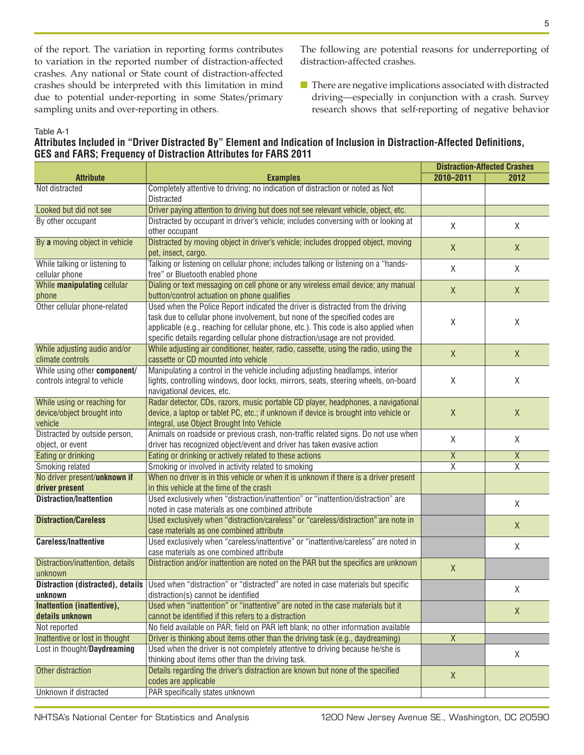of the report. The variation in reporting forms contributes to variation in the reported number of distraction-affected crashes. Any national or State count of distraction-affected crashes should be interpreted with this limitation in mind due to potential under-reporting in some States/primary sampling units and over-reporting in others.

The following are potential reasons for underreporting of distraction-affected crashes.

- There are negative implications associated with distracted driving—especially in conjunction with a crash. Survey research shows that self-reporting of negative behavior

Table A-1

**Attributes Included in "Driver Distracted By" Element and Indication of Inclusion in Distraction-Affected Definitions, GES and FARS; Frequency of Distraction Attributes for FARS 2011**

| Attribute | Examples | Distraction-Affected Crashes | |
|---|---|---|---|
| | | 2010–2011 | 2012 |
| Not distracted | Completely attentive to driving; no indication of distraction or noted as Not Distracted | | |
| Looked but did not see | Driver paying attention to driving but does not see relevant vehicle, object, etc. | | |
| By other occupant | Distracted by occupant in driver's vehicle; includes conversing with or looking at other occupant | X | X |
| By **a** moving object in vehicle | Distracted by moving object in driver's vehicle; includes dropped object, moving pet, insect, cargo. | X | X |
| While talking or listening to cellular phone | Talking or listening on cellular phone; includes talking or listening on a "hands-free" or Bluetooth enabled phone | X | X |
| While **manipulating** cellular phone | Dialing or text messaging on cell phone or any wireless email device; any manual button/control actuation on phone qualifies | X | X |
| Other cellular phone-related | Used when the Police Report indicated the driver is distracted from the driving task due to cellular phone involvement, but none of the specified codes are applicable (e.g., reaching for cellular phone, etc.). This code is also applied when specific details regarding cellular phone distraction/usage are not provided. | X | X |
| While adjusting audio and/or climate controls | While adjusting air conditioner, heater, radio, cassette, using the radio, using the cassette or CD mounted into vehicle | X | X |
| While using other **component/** controls integral to vehicle | Manipulating a control in the vehicle including adjusting headlamps, interior lights, controlling windows, door locks, mirrors, seats, steering wheels, on-board navigational devices, etc. | X | X |
| While using or reaching for device/object brought into vehicle | Radar detector, CDs, razors, music portable CD player, headphones, a navigational device, a laptop or tablet PC, etc.; if unknown if device is brought into vehicle or integral, use Object Brought Into Vehicle | X | X |
| Distracted by outside person, object, or event | Animals on roadside or previous crash, non-traffic related signs. Do not use when driver has recognized object/event and driver has taken evasive action | X | X |
| Eating or drinking | Eating or drinking or actively related to these actions | X | X |
| Smoking related | Smoking or involved in activity related to smoking | X | X |
| No driver present/**unknown if driver present** | When no driver is in this vehicle or when it is unknown if there is a driver present in this vehicle at the time of the crash | | |
| **Distraction/Inattention** | Used exclusively when "distraction/inattention" or "inattention/distraction" are noted in case materials as one combined attribute | | X |
| **Distraction/Careless** | Used exclusively when "distraction/careless" or "careless/distraction" are note in case materials as one combined attribute | | X |
| **Careless/Inattentive** | Used exclusively when "careless/inattentive" or "inattentive/careless" are noted in case materials as one combined attribute | | X |
| Distraction/inattention, details unknown | Distraction and/or inattention are noted on the PAR but the specifics are unknown | X | |
| **Distraction (distracted), details unknown** | Used when "distraction" or "distracted" are noted in case materials but specific distraction(s) cannot be identified | | X |
| **Inattention (inattentive), details unknown** | Used when "inattention" or "inattentive" are noted in the case materials but it cannot be identified if this refers to a distraction | | X |
| Not reported | No field available on PAR; field on PAR left blank; no other information available | | |
| Inattentive or lost in thought | Driver is thinking about items other than the driving task (e.g., daydreaming) | X | |
| Lost in thought/**Daydreaming** | Used when the driver is not completely attentive to driving because he/she is thinking about items other than the driving task. | | X |
| Other distraction | Details regarding the driver's distraction are known but none of the specified codes are applicable | X | |
| Unknown if distracted | PAR specifically states unknown | | |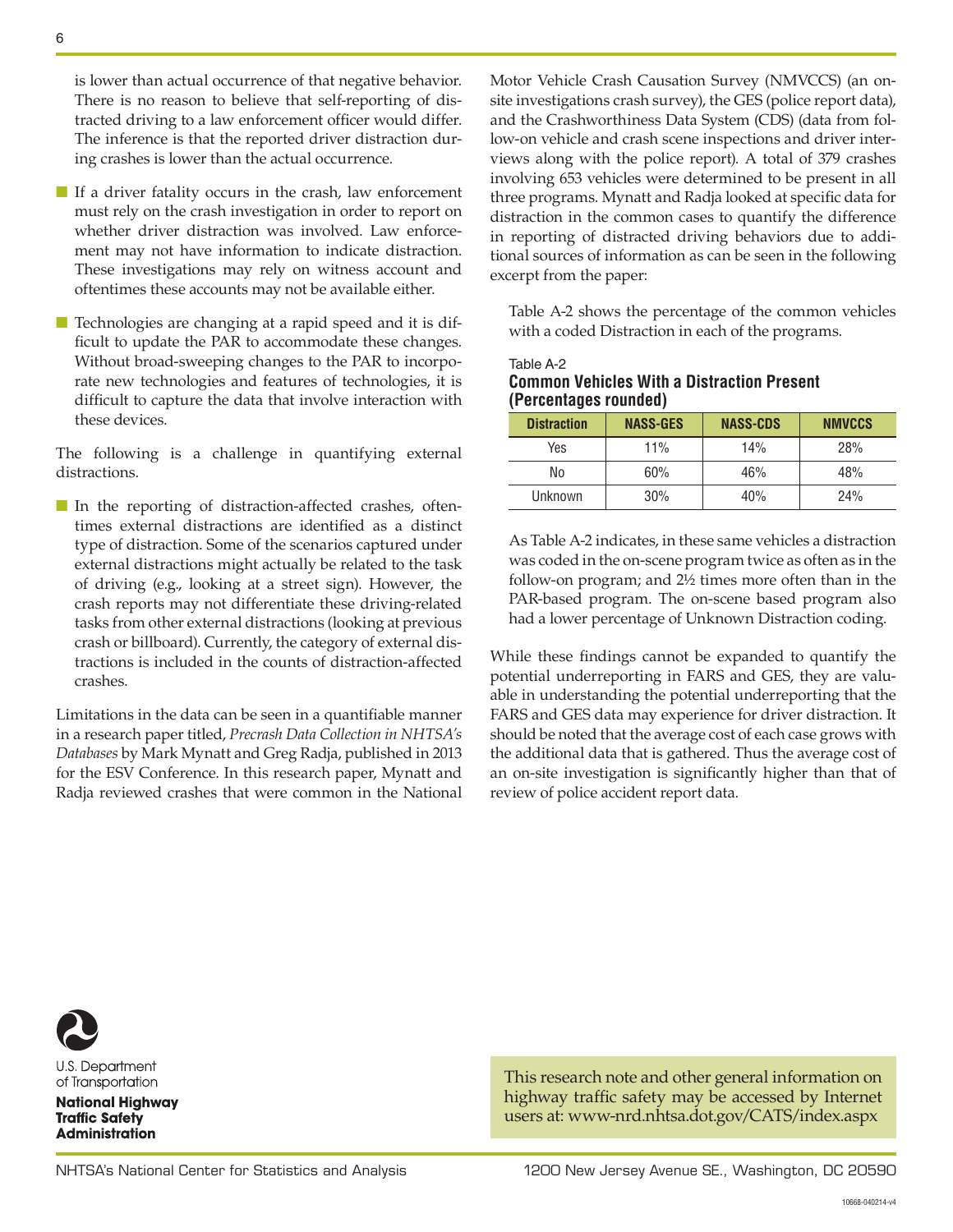is lower than actual occurrence of that negative behavior. There is no reason to believe that self-reporting of distracted driving to a law enforcement officer would differ. The inference is that the reported driver distraction during crashes is lower than the actual occurrence.

- If a driver fatality occurs in the crash, law enforcement must rely on the crash investigation in order to report on whether driver distraction was involved. Law enforcement may not have information to indicate distraction. These investigations may rely on witness account and oftentimes these accounts may not be available either.
- Technologies are changing at a rapid speed and it is difficult to update the PAR to accommodate these changes. Without broad-sweeping changes to the PAR to incorporate new technologies and features of technologies, it is difficult to capture the data that involve interaction with these devices.

The following is a challenge in quantifying external distractions.

- In the reporting of distraction-affected crashes, oftentimes external distractions are identified as a distinct type of distraction. Some of the scenarios captured under external distractions might actually be related to the task of driving (e.g., looking at a street sign). However, the crash reports may not differentiate these driving-related tasks from other external distractions (looking at previous crash or billboard). Currently, the category of external distractions is included in the counts of distraction-affected crashes.

Limitations in the data can be seen in a quantifiable manner in a research paper titled, *Precrash Data Collection in NHTSA's Databases* by Mark Mynatt and Greg Radja, published in 2013 for the ESV Conference. In this research paper, Mynatt and Radja reviewed crashes that were common in the National Motor Vehicle Crash Causation Survey (NMVCCS) (an on-site investigations crash survey), the GES (police report data), and the Crashworthiness Data System (CDS) (data from follow-on vehicle and crash scene inspections and driver interviews along with the police report). A total of 379 crashes involving 653 vehicles were determined to be present in all three programs. Mynatt and Radja looked at specific data for distraction in the common cases to quantify the difference in reporting of distracted driving behaviors due to additional sources of information as can be seen in the following excerpt from the paper:

> Table A-2 shows the percentage of the common vehicles with a coded Distraction in each of the programs.
>
> Table A-2
> **Common Vehicles With a Distraction Present (Percentages rounded)**
>
> | Distraction | NASS-GES | NASS-CDS | NMVCCS |
> |---|---|---|---|
> | Yes | 11% | 14% | 28% |
> | No | 60% | 46% | 48% |
> | Unknown | 30% | 40% | 24% |
>
> As Table A-2 indicates, in these same vehicles a distraction was coded in the on-scene program twice as often as in the follow-on program; and 2½ times more often than in the PAR-based program. The on-scene based program also had a lower percentage of Unknown Distraction coding.

While these findings cannot be expanded to quantify the potential underreporting in FARS and GES, they are valuable in understanding the potential underreporting that the FARS and GES data may experience for driver distraction. It should be noted that the average cost of each case grows with the additional data that is gathered. Thus the average cost of an on-site investigation is significantly higher than that of review of police accident report data.

U.S. Department of Transportation
**National Highway Traffic Safety Administration**

This research note and other general information on highway traffic safety may be accessed by Internet users at: www-nrd.nhtsa.dot.gov/CATS/index.aspx

NHTSA's National Center for Statistics and Analysis    1200 New Jersey Avenue SE., Washington, DC 20590

10668-040214-v4